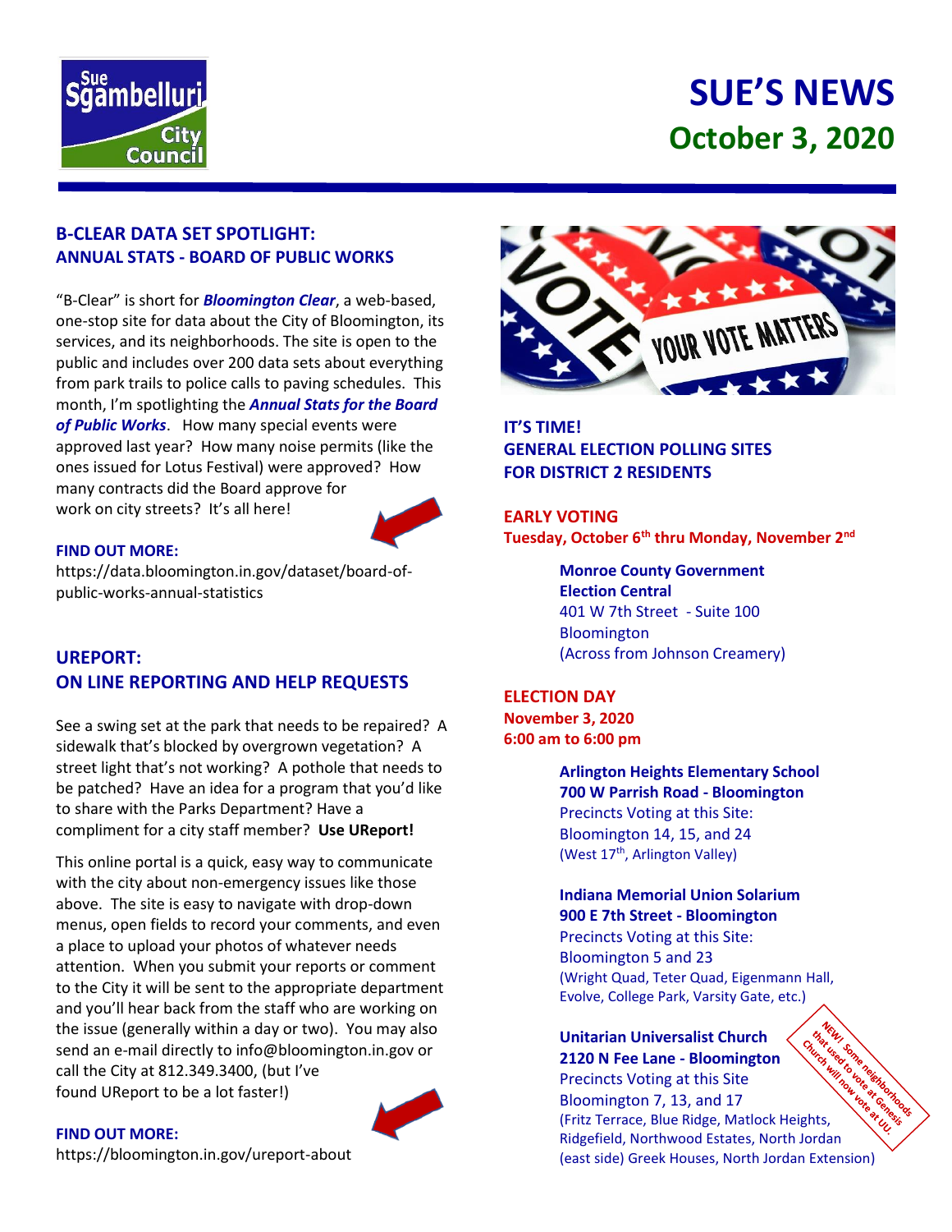# SUE'S NEWS

## October 3, 2020

## B-CLEAR DATA SET SPOTLIGHT: ANNUAL STATS - BOARD OF PUBLIC WORKS

"B-Clear" is short for ***Bloomington Clear***, a web-based, one-stop site for data about the City of Bloomington, its services, and its neighborhoods. The site is open to the public and includes over 200 data sets about everything from park trails to police calls to paving schedules. This month, I'm spotlighting the ***Annual Stats for the Board of Public Works***. How many special events were approved last year? How many noise permits (like the ones issued for Lotus Festival) were approved? How many contracts did the Board approve for work on city streets? It's all here!

**FIND OUT MORE:**
https://data.bloomington.in.gov/dataset/board-of-public-works-annual-statistics

## UREPORT: ON LINE REPORTING AND HELP REQUESTS

See a swing set at the park that needs to be repaired? A sidewalk that's blocked by overgrown vegetation? A street light that's not working? A pothole that needs to be patched? Have an idea for a program that you'd like to share with the Parks Department? Have a compliment for a city staff member? **Use UReport!**

This online portal is a quick, easy way to communicate with the city about non-emergency issues like those above. The site is easy to navigate with drop-down menus, open fields to record your comments, and even a place to upload your photos of whatever needs attention. When you submit your reports or comment to the City it will be sent to the appropriate department and you'll hear back from the staff who are working on the issue (generally within a day or two). You may also send an e-mail directly to info@bloomington.in.gov or call the City at 812.349.3400, (but I've found UReport to be a lot faster!)

**FIND OUT MORE:**
https://bloomington.in.gov/ureport-about

## IT'S TIME! GENERAL ELECTION POLLING SITES FOR DISTRICT 2 RESIDENTS

**EARLY VOTING**
**Tuesday, October 6th thru Monday, November 2nd**

**Monroe County Government Election Central**
401 W 7th Street - Suite 100
Bloomington
(Across from Johnson Creamery)

**ELECTION DAY**
**November 3, 2020**
**6:00 am to 6:00 pm**

**Arlington Heights Elementary School**
**700 W Parrish Road - Bloomington**
Precincts Voting at this Site:
Bloomington 14, 15, and 24
(West 17th, Arlington Valley)

**Indiana Memorial Union Solarium**
**900 E 7th Street - Bloomington**
Precincts Voting at this Site:
Bloomington 5 and 23
(Wright Quad, Teter Quad, Eigenmann Hall, Evolve, College Park, Varsity Gate, etc.)

**Unitarian Universalist Church**
**2120 N Fee Lane - Bloomington**
Precincts Voting at this Site
Bloomington 7, 13, and 17
(Fritz Terrace, Blue Ridge, Matlock Heights, Ridgefield, Northwood Estates, North Jordan (east side) Greek Houses, North Jordan Extension)

NEW! Some neighborhoods that used to vote at Genesis Church will now vote at UU.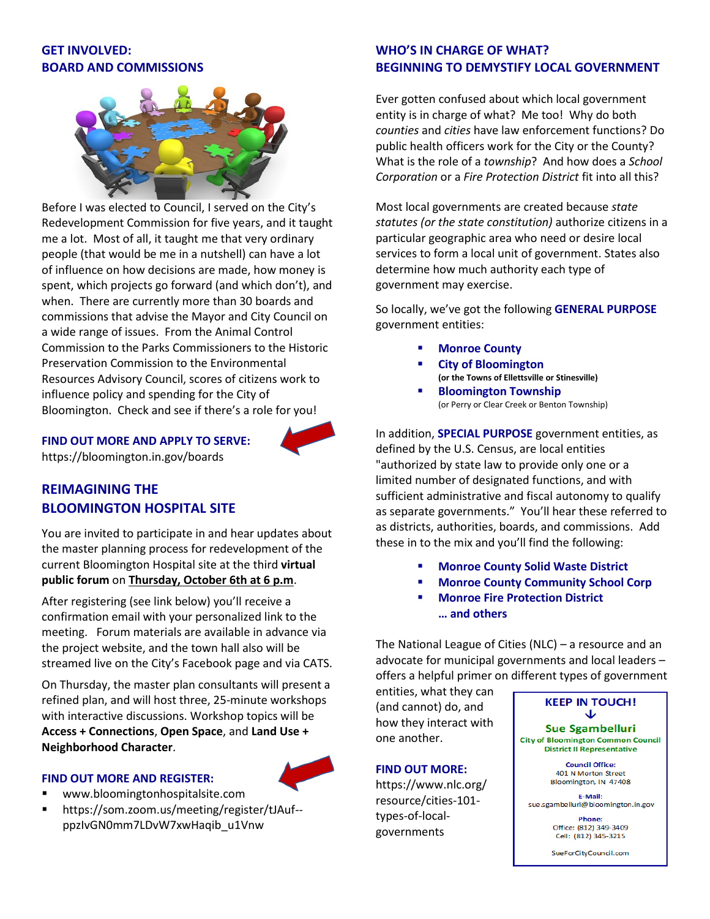## GET INVOLVED: BOARD AND COMMISSIONS

Before I was elected to Council, I served on the City's Redevelopment Commission for five years, and it taught me a lot. Most of all, it taught me that very ordinary people (that would be me in a nutshell) can have a lot of influence on how decisions are made, how money is spent, which projects go forward (and which don't), and when. There are currently more than 30 boards and commissions that advise the Mayor and City Council on a wide range of issues. From the Animal Control Commission to the Parks Commissioners to the Historic Preservation Commission to the Environmental Resources Advisory Council, scores of citizens work to influence policy and spending for the City of Bloomington. Check and see if there's a role for you!

**FIND OUT MORE AND APPLY TO SERVE:**
https://bloomington.in.gov/boards

## REIMAGINING THE BLOOMINGTON HOSPITAL SITE

You are invited to participate in and hear updates about the master planning process for redevelopment of the current Bloomington Hospital site at the third **virtual public forum** on **Thursday, October 6th at 6 p.m**.

After registering (see link below) you'll receive a confirmation email with your personalized link to the meeting. Forum materials are available in advance via the project website, and the town hall also will be streamed live on the City's Facebook page and via CATS.

On Thursday, the master plan consultants will present a refined plan, and will host three, 25-minute workshops with interactive discussions. Workshop topics will be **Access + Connections**, **Open Space**, and **Land Use + Neighborhood Character**.

**FIND OUT MORE AND REGISTER:**

- www.bloomingtonhospitalsite.com
- https://som.zoom.us/meeting/register/tJAuf--ppzIvGN0mm7LDvW7xwHaqib_u1Vnw

## WHO'S IN CHARGE OF WHAT? BEGINNING TO DEMYSTIFY LOCAL GOVERNMENT

Ever gotten confused about which local government entity is in charge of what? Me too! Why do both *counties* and *cities* have law enforcement functions? Do public health officers work for the City or the County? What is the role of a *township*? And how does a *School Corporation* or a *Fire Protection District* fit into all this?

Most local governments are created because *state statutes (or the state constitution)* authorize citizens in a particular geographic area who need or desire local services to form a local unit of government. States also determine how much authority each type of government may exercise.

So locally, we've got the following **GENERAL PURPOSE** government entities:

- **Monroe County**
- **City of Bloomington**
  **(or the Towns of Ellettsville or Stinesville)**
- **Bloomington Township**
  (or Perry or Clear Creek or Benton Township)

In addition, **SPECIAL PURPOSE** government entities, as defined by the U.S. Census, are local entities "authorized by state law to provide only one or a limited number of designated functions, and with sufficient administrative and fiscal autonomy to qualify as separate governments." You'll hear these referred to as districts, authorities, boards, and commissions. Add these in to the mix and you'll find the following:

- **Monroe County Solid Waste District**
- **Monroe County Community School Corp**
- **Monroe Fire Protection District**
  **… and others**

The National League of Cities (NLC) – a resource and an advocate for municipal governments and local leaders – offers a helpful primer on different types of government entities, what they can (and cannot) do, and how they interact with one another.

**FIND OUT MORE:**
https://www.nlc.org/resource/cities-101-types-of-local-governments

**KEEP IN TOUCH!**

**Sue Sgambelluri**
**City of Bloomington Common Council**
**District II Representative**

**Council Office:**
401 N Morton Street
Bloomington, IN 47408

**E-Mail:**
sue.sgambelluri@bloomington.in.gov

**Phone:**
Office: (812) 349-3409
Cell: (812) 345-3215

SueForCityCouncil.com